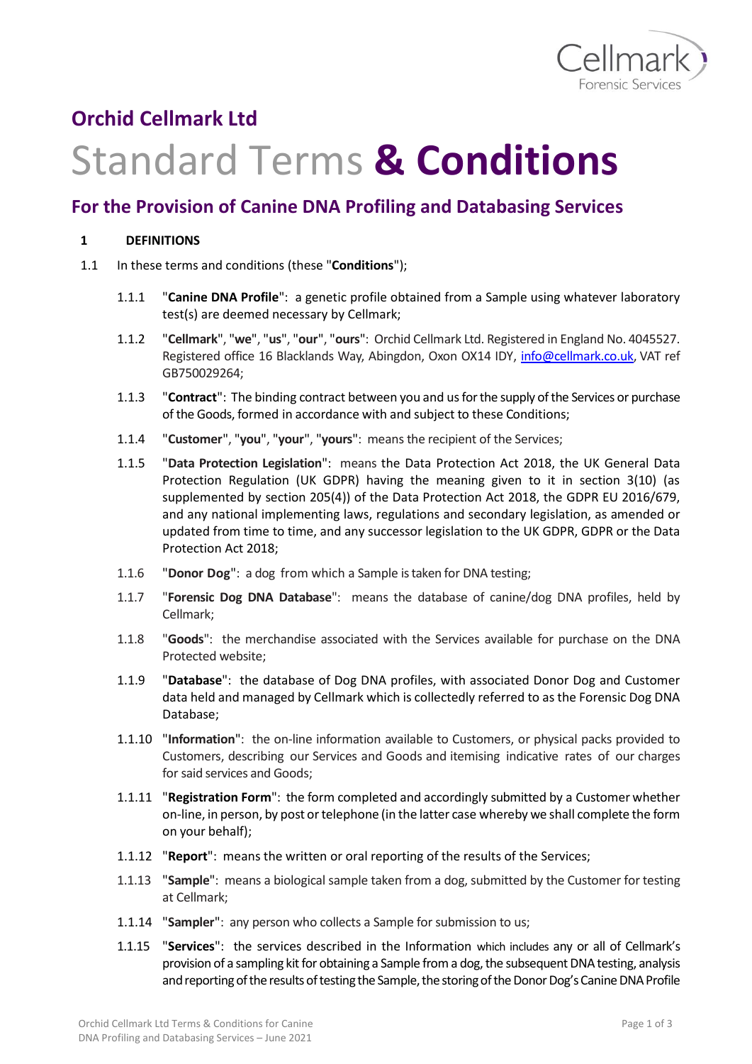## Orchid Cellmark Ltd

# Standard Terms **& Conditions**

## For the Provision of Canine DNA Profiling and Databasing Services

### 1 DEFINITIONS

1.1 In these terms and conditions (these "**Conditions**");

1.1.1 "**Canine DNA Profile**": a genetic profile obtained from a Sample using whatever laboratory test(s) are deemed necessary by Cellmark;

1.1.2 "**Cellmark**", "**we**", "**us**", "**our**", "**ours**": Orchid Cellmark Ltd. Registered in England No. 4045527. Registered office 16 Blacklands Way, Abingdon, Oxon OX14 IDY, info@cellmark.co.uk, VAT ref GB750029264;

1.1.3 "**Contract**": The binding contract between you and us for the supply of the Services or purchase of the Goods, formed in accordance with and subject to these Conditions;

1.1.4 "**Customer**", "**you**", "**your**", "**yours**": means the recipient of the Services;

1.1.5 "**Data Protection Legislation**": means the Data Protection Act 2018, the UK General Data Protection Regulation (UK GDPR) having the meaning given to it in section 3(10) (as supplemented by section 205(4)) of the Data Protection Act 2018, the GDPR EU 2016/679, and any national implementing laws, regulations and secondary legislation, as amended or updated from time to time, and any successor legislation to the UK GDPR, GDPR or the Data Protection Act 2018;

1.1.6 "**Donor Dog**": a dog from which a Sample is taken for DNA testing;

1.1.7 "**Forensic Dog DNA Database**": means the database of canine/dog DNA profiles, held by Cellmark;

1.1.8 "**Goods**": the merchandise associated with the Services available for purchase on the DNA Protected website;

1.1.9 "**Database**": the database of Dog DNA profiles, with associated Donor Dog and Customer data held and managed by Cellmark which is collectedly referred to as the Forensic Dog DNA Database;

1.1.10 "**Information**": the on-line information available to Customers, or physical packs provided to Customers, describing our Services and Goods and itemising indicative rates of our charges for said services and Goods;

1.1.11 "**Registration Form**": the form completed and accordingly submitted by a Customer whether on-line, in person, by post or telephone (in the latter case whereby we shall complete the form on your behalf);

1.1.12 "**Report**": means the written or oral reporting of the results of the Services;

1.1.13 "**Sample**": means a biological sample taken from a dog, submitted by the Customer for testing at Cellmark;

1.1.14 "**Sampler**": any person who collects a Sample for submission to us;

1.1.15 "**Services**": the services described in the Information which includes any or all of Cellmark's provision of a sampling kit for obtaining a Sample from a dog, the subsequent DNA testing, analysis and reporting of the results of testing the Sample, the storing of the Donor Dog's Canine DNA Profile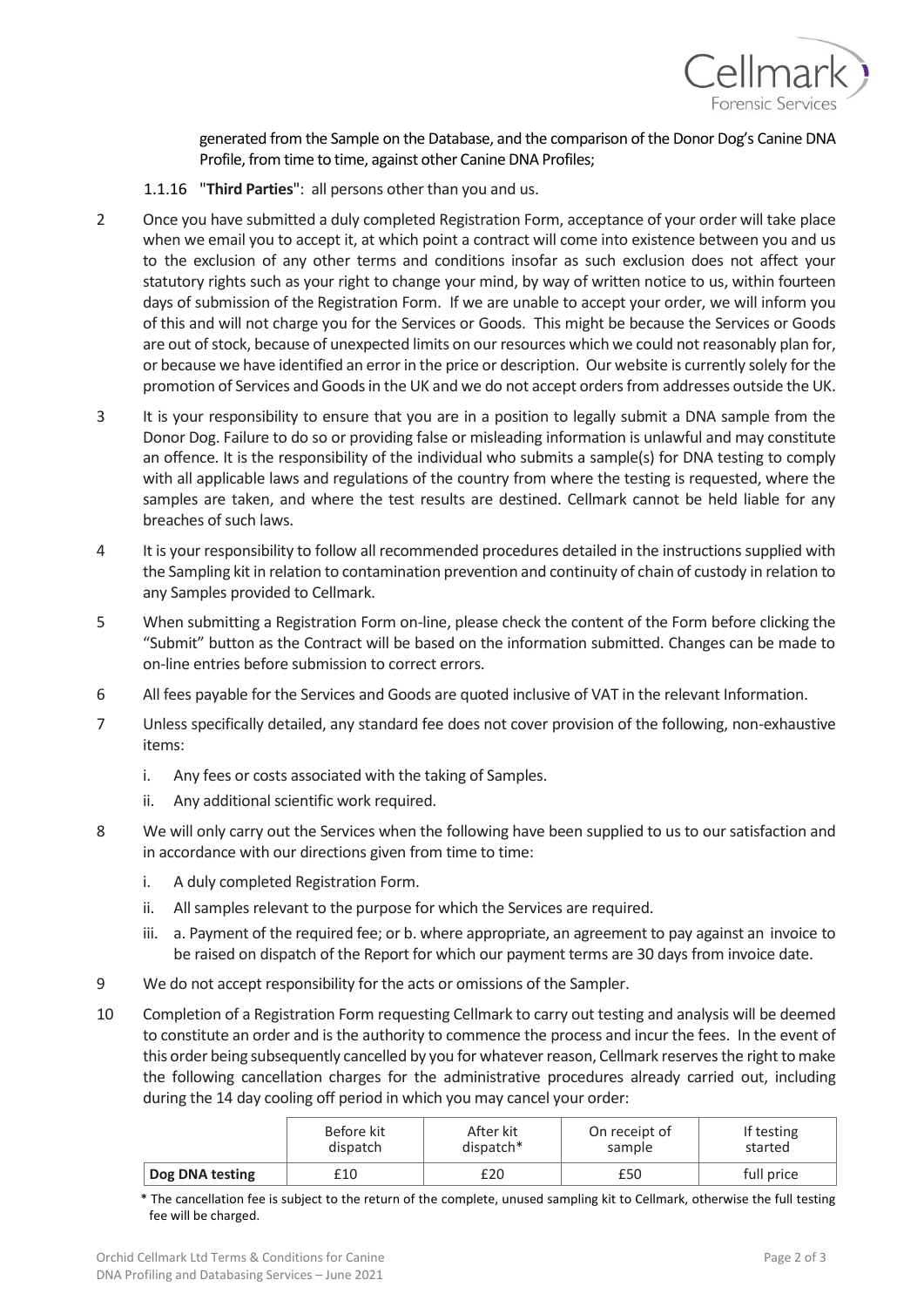generated from the Sample on the Database, and the comparison of the Donor Dog's Canine DNA Profile, from time to time, against other Canine DNA Profiles;

1.1.16 "**Third Parties**": all persons other than you and us.

2 Once you have submitted a duly completed Registration Form, acceptance of your order will take place when we email you to accept it, at which point a contract will come into existence between you and us to the exclusion of any other terms and conditions insofar as such exclusion does not affect your statutory rights such as your right to change your mind, by way of written notice to us, within fourteen days of submission of the Registration Form. If we are unable to accept your order, we will inform you of this and will not charge you for the Services or Goods. This might be because the Services or Goods are out of stock, because of unexpected limits on our resources which we could not reasonably plan for, or because we have identified an error in the price or description. Our website is currently solely for the promotion of Services and Goods in the UK and we do not accept orders from addresses outside the UK.

3 It is your responsibility to ensure that you are in a position to legally submit a DNA sample from the Donor Dog. Failure to do so or providing false or misleading information is unlawful and may constitute an offence. It is the responsibility of the individual who submits a sample(s) for DNA testing to comply with all applicable laws and regulations of the country from where the testing is requested, where the samples are taken, and where the test results are destined. Cellmark cannot be held liable for any breaches of such laws.

4 It is your responsibility to follow all recommended procedures detailed in the instructions supplied with the Sampling kit in relation to contamination prevention and continuity of chain of custody in relation to any Samples provided to Cellmark.

5 When submitting a Registration Form on-line, please check the content of the Form before clicking the "Submit" button as the Contract will be based on the information submitted. Changes can be made to on-line entries before submission to correct errors.

6 All fees payable for the Services and Goods are quoted inclusive of VAT in the relevant Information.

7 Unless specifically detailed, any standard fee does not cover provision of the following, non-exhaustive items:

   i. Any fees or costs associated with the taking of Samples.
   
   ii. Any additional scientific work required.

8 We will only carry out the Services when the following have been supplied to us to our satisfaction and in accordance with our directions given from time to time:

   i. A duly completed Registration Form.
   
   ii. All samples relevant to the purpose for which the Services are required.
   
   iii. a. Payment of the required fee; or b. where appropriate, an agreement to pay against an invoice to be raised on dispatch of the Report for which our payment terms are 30 days from invoice date.

9 We do not accept responsibility for the acts or omissions of the Sampler.

10 Completion of a Registration Form requesting Cellmark to carry out testing and analysis will be deemed to constitute an order and is the authority to commence the process and incur the fees. In the event of this order being subsequently cancelled by you for whatever reason, Cellmark reserves the right to make the following cancellation charges for the administrative procedures already carried out, including during the 14 day cooling off period in which you may cancel your order:

| | Before kit dispatch | After kit dispatch* | On receipt of sample | If testing started |
|---|---|---|---|---|
| **Dog DNA testing** | £10 | £20 | £50 | full price |

\* The cancellation fee is subject to the return of the complete, unused sampling kit to Cellmark, otherwise the full testing fee will be charged.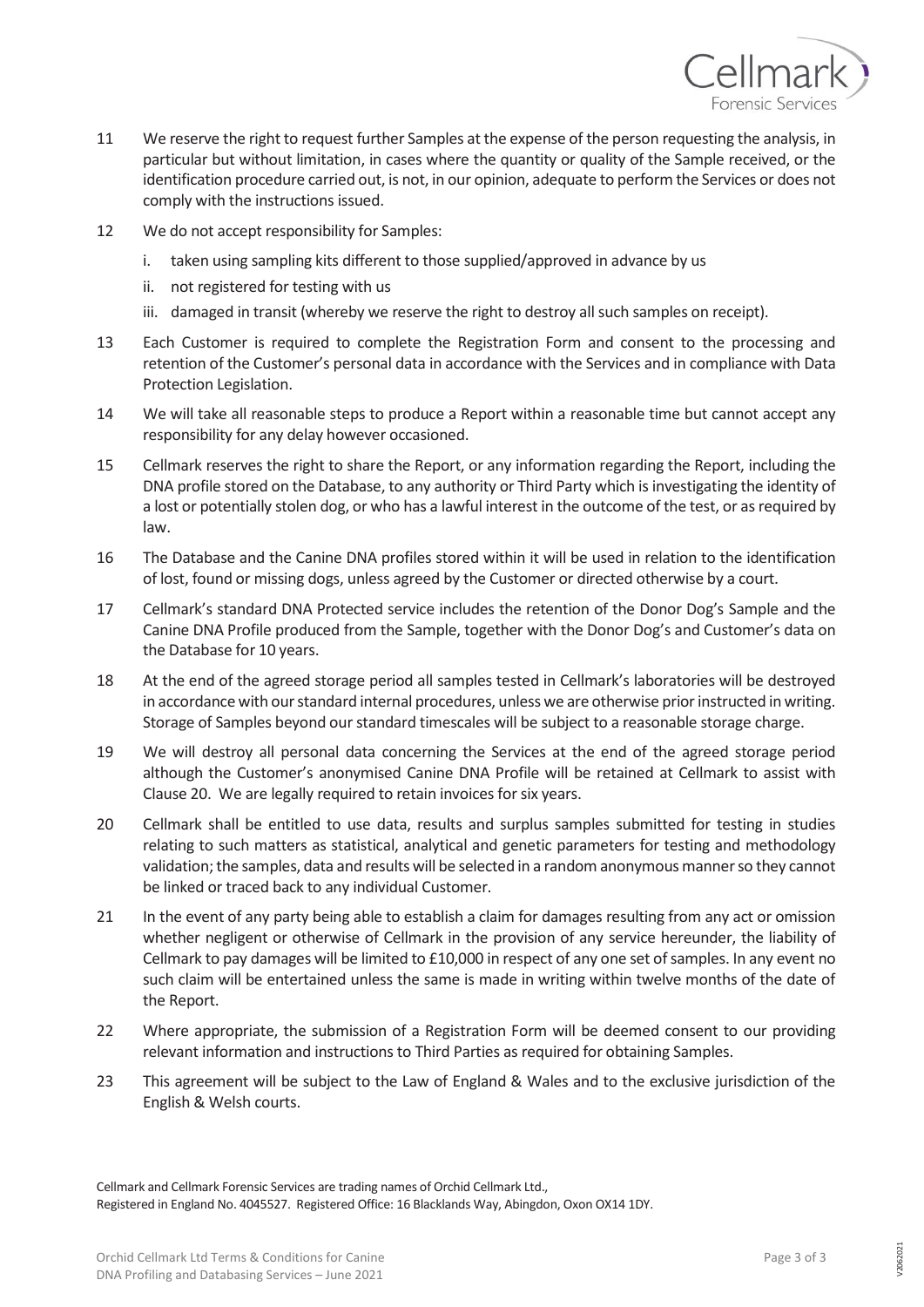11 We reserve the right to request further Samples at the expense of the person requesting the analysis, in particular but without limitation, in cases where the quantity or quality of the Sample received, or the identification procedure carried out, is not, in our opinion, adequate to perform the Services or does not comply with the instructions issued.

12 We do not accept responsibility for Samples:

i. taken using sampling kits different to those supplied/approved in advance by us
ii. not registered for testing with us
iii. damaged in transit (whereby we reserve the right to destroy all such samples on receipt).

13 Each Customer is required to complete the Registration Form and consent to the processing and retention of the Customer's personal data in accordance with the Services and in compliance with Data Protection Legislation.

14 We will take all reasonable steps to produce a Report within a reasonable time but cannot accept any responsibility for any delay however occasioned.

15 Cellmark reserves the right to share the Report, or any information regarding the Report, including the DNA profile stored on the Database, to any authority or Third Party which is investigating the identity of a lost or potentially stolen dog, or who has a lawful interest in the outcome of the test, or as required by law.

16 The Database and the Canine DNA profiles stored within it will be used in relation to the identification of lost, found or missing dogs, unless agreed by the Customer or directed otherwise by a court.

17 Cellmark's standard DNA Protected service includes the retention of the Donor Dog's Sample and the Canine DNA Profile produced from the Sample, together with the Donor Dog's and Customer's data on the Database for 10 years.

18 At the end of the agreed storage period all samples tested in Cellmark's laboratories will be destroyed in accordance with our standard internal procedures, unless we are otherwise prior instructed in writing. Storage of Samples beyond our standard timescales will be subject to a reasonable storage charge.

19 We will destroy all personal data concerning the Services at the end of the agreed storage period although the Customer's anonymised Canine DNA Profile will be retained at Cellmark to assist with Clause 20. We are legally required to retain invoices for six years.

20 Cellmark shall be entitled to use data, results and surplus samples submitted for testing in studies relating to such matters as statistical, analytical and genetic parameters for testing and methodology validation; the samples, data and results will be selected in a random anonymous manner so they cannot be linked or traced back to any individual Customer.

21 In the event of any party being able to establish a claim for damages resulting from any act or omission whether negligent or otherwise of Cellmark in the provision of any service hereunder, the liability of Cellmark to pay damages will be limited to £10,000 in respect of any one set of samples. In any event no such claim will be entertained unless the same is made in writing within twelve months of the date of the Report.

22 Where appropriate, the submission of a Registration Form will be deemed consent to our providing relevant information and instructions to Third Parties as required for obtaining Samples.

23 This agreement will be subject to the Law of England & Wales and to the exclusive jurisdiction of the English & Welsh courts.

Cellmark and Cellmark Forensic Services are trading names of Orchid Cellmark Ltd.,
Registered in England No. 4045527. Registered Office: 16 Blacklands Way, Abingdon, Oxon OX14 1DY.